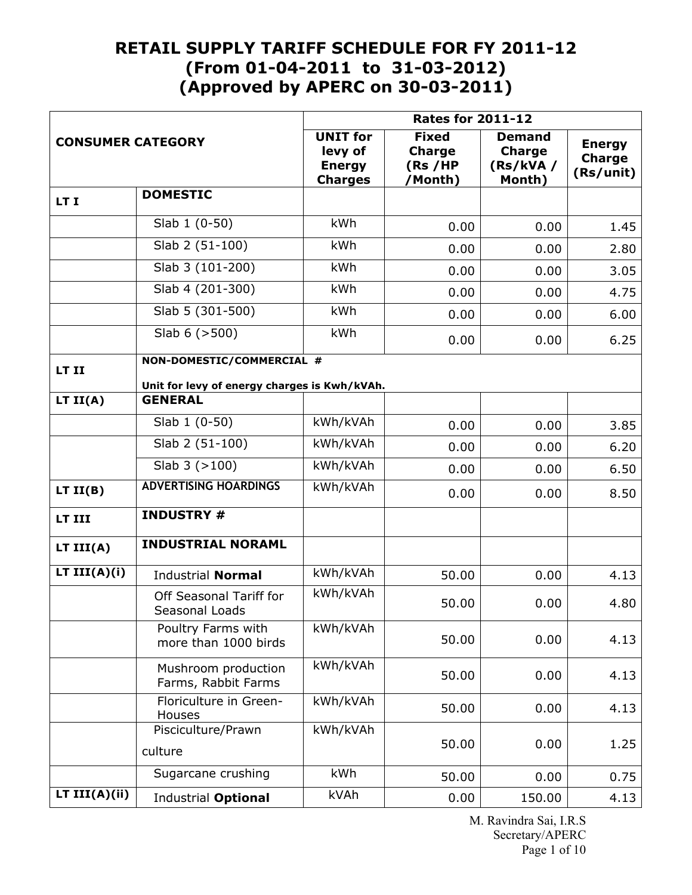# RETAIL SUPPLY TARIFF SCHEDULE FOR FY 2011-12
## (From 01-04-2011 to 31-03-2012)
## (Approved by APERC on 30-03-2011)

| CONSUMER CATEGORY | | Rates for 2011-12 | | | |
|---|---|---|---|---|---|
| | | UNIT for levy of Energy Charges | Fixed Charge (Rs /HP /Month) | Demand Charge (Rs/kVA / Month) | Energy Charge (Rs/unit) |
| LT I | DOMESTIC | | | | |
| | Slab 1 (0-50) | kWh | 0.00 | 0.00 | 1.45 |
| | Slab 2 (51-100) | kWh | 0.00 | 0.00 | 2.80 |
| | Slab 3 (101-200) | kWh | 0.00 | 0.00 | 3.05 |
| | Slab 4 (201-300) | kWh | 0.00 | 0.00 | 4.75 |
| | Slab 5 (301-500) | kWh | 0.00 | 0.00 | 6.00 |
| | Slab 6 (>500) | kWh | 0.00 | 0.00 | 6.25 |
| LT II | NON-DOMESTIC/COMMERCIAL # Unit for levy of energy charges is Kwh/kVAh. | | | | |
| LT II(A) | GENERAL | | | | |
| | Slab 1 (0-50) | kWh/kVAh | 0.00 | 0.00 | 3.85 |
| | Slab 2 (51-100) | kWh/kVAh | 0.00 | 0.00 | 6.20 |
| | Slab 3 (>100) | kWh/kVAh | 0.00 | 0.00 | 6.50 |
| LT II(B) | ADVERTISING HOARDINGS | kWh/kVAh | 0.00 | 0.00 | 8.50 |
| LT III | INDUSTRY # | | | | |
| LT III(A) | INDUSTRIAL NORAML | | | | |
| LT III(A)(i) | Industrial **Normal** | kWh/kVAh | 50.00 | 0.00 | 4.13 |
| | Off Seasonal Tariff for Seasonal Loads | kWh/kVAh | 50.00 | 0.00 | 4.80 |
| | Poultry Farms with more than 1000 birds | kWh/kVAh | 50.00 | 0.00 | 4.13 |
| | Mushroom production Farms, Rabbit Farms | kWh/kVAh | 50.00 | 0.00 | 4.13 |
| | Floriculture in Green-Houses | kWh/kVAh | 50.00 | 0.00 | 4.13 |
| | Pisciculture/Prawn culture | kWh/kVAh | 50.00 | 0.00 | 1.25 |
| | Sugarcane crushing | kWh | 50.00 | 0.00 | 0.75 |
| LT III(A)(ii) | Industrial **Optional** | kVAh | 0.00 | 150.00 | 4.13 |

M. Ravindra Sai, I.R.S
Secretary/APERC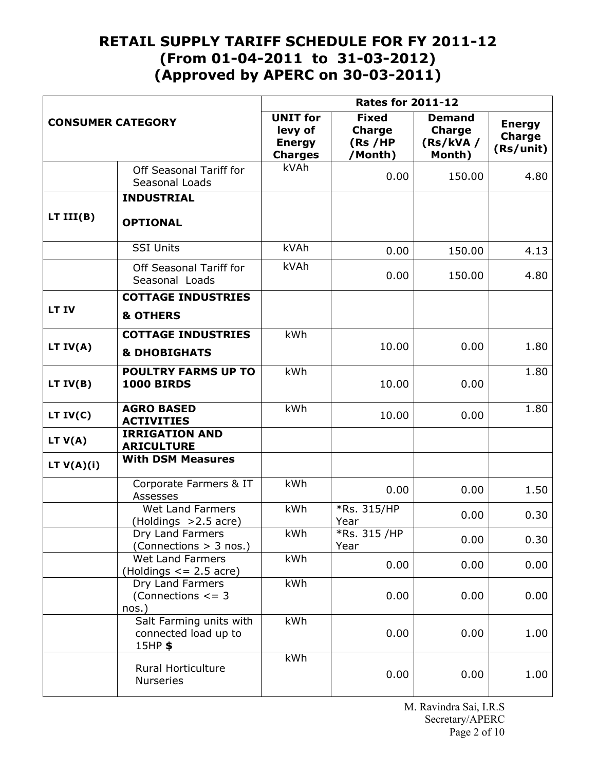# RETAIL SUPPLY TARIFF SCHEDULE FOR FY 2011-12 (From 01-04-2011 to 31-03-2012) (Approved by APERC on 30-03-2011)

| CONSUMER CATEGORY | | Rates for 2011-12 | | | |
|---|---|---|---|---|---|
| | | UNIT for levy of Energy Charges | Fixed Charge (Rs /HP /Month) | Demand Charge (Rs/kVA / Month) | Energy Charge (Rs/unit) |
| | Off Seasonal Tariff for Seasonal Loads | kVAh | 0.00 | 150.00 | 4.80 |
| LT III(B) | **INDUSTRIAL OPTIONAL** | | | | |
| | SSI Units | kVAh | 0.00 | 150.00 | 4.13 |
| | Off Seasonal Tariff for Seasonal Loads | kVAh | 0.00 | 150.00 | 4.80 |
| LT IV | **COTTAGE INDUSTRIES & OTHERS** | | | | |
| LT IV(A) | **COTTAGE INDUSTRIES & DHOBIGHATS** | kWh | 10.00 | 0.00 | 1.80 |
| LT IV(B) | **POULTRY FARMS UP TO 1000 BIRDS** | kWh | 10.00 | 0.00 | 1.80 |
| LT IV(C) | **AGRO BASED ACTIVITIES** | kWh | 10.00 | 0.00 | 1.80 |
| LT V(A) | **IRRIGATION AND ARICULTURE** | | | | |
| LT V(A)(i) | **With DSM Measures** | | | | |
| | Corporate Farmers & IT Assesses | kWh | 0.00 | 0.00 | 1.50 |
| | Wet Land Farmers (Holdings >2.5 acre) | kWh | *Rs. 315/HP Year | 0.00 | 0.30 |
| | Dry Land Farmers (Connections > 3 nos.) | kWh | *Rs. 315 /HP Year | 0.00 | 0.30 |
| | Wet Land Farmers (Holdings <= 2.5 acre) | kWh | 0.00 | 0.00 | 0.00 |
| | Dry Land Farmers (Connections <= 3 nos.) | kWh | 0.00 | 0.00 | 0.00 |
| | Salt Farming units with connected load up to 15HP **$** | kWh | 0.00 | 0.00 | 1.00 |
| | Rural Horticulture Nurseries | kWh | 0.00 | 0.00 | 1.00 |

M. Ravindra Sai, I.R.S
Secretary/APERC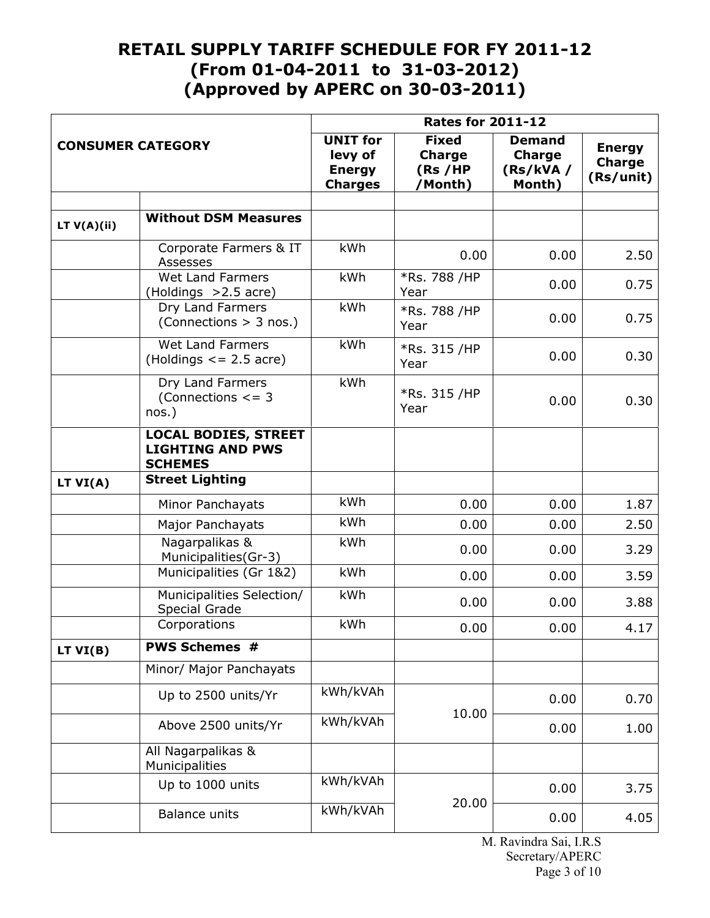# RETAIL SUPPLY TARIFF SCHEDULE FOR FY 2011-12
# (From 01-04-2011 to 31-03-2012)
# (Approved by APERC on 30-03-2011)

| CONSUMER CATEGORY | | Rates for 2011-12 | | | |
|---|---|---|---|---|---|
| | | UNIT for levy of Energy Charges | Fixed Charge (Rs /HP /Month) | Demand Charge (Rs/kVA / Month) | Energy Charge (Rs/unit) |
| | | | | | |
| LT V(A)(ii) | **Without DSM Measures** | | | | |
| | Corporate Farmers & IT Assesses | kWh | 0.00 | 0.00 | 2.50 |
| | Wet Land Farmers (Holdings >2.5 acre) | kWh | *Rs. 788 /HP Year | 0.00 | 0.75 |
| | Dry Land Farmers (Connections > 3 nos.) | kWh | *Rs. 788 /HP Year | 0.00 | 0.75 |
| | Wet Land Farmers (Holdings <= 2.5 acre) | kWh | *Rs. 315 /HP Year | 0.00 | 0.30 |
| | Dry Land Farmers (Connections <= 3 nos.) | kWh | *Rs. 315 /HP Year | 0.00 | 0.30 |
| | **LOCAL BODIES, STREET LIGHTING AND PWS SCHEMES** | | | | |
| LT VI(A) | **Street Lighting** | | | | |
| | Minor Panchayats | kWh | 0.00 | 0.00 | 1.87 |
| | Major Panchayats | kWh | 0.00 | 0.00 | 2.50 |
| | Nagarpalikas & Municipalities(Gr-3) | kWh | 0.00 | 0.00 | 3.29 |
| | Municipalities (Gr 1&2) | kWh | 0.00 | 0.00 | 3.59 |
| | Municipalities Selection/ Special Grade | kWh | 0.00 | 0.00 | 3.88 |
| | Corporations | kWh | 0.00 | 0.00 | 4.17 |
| LT VI(B) | **PWS Schemes #** | | | | |
| | Minor/ Major Panchayats | | | | |
| | Up to 2500 units/Yr | kWh/kVAh | 10.00 | 0.00 | 0.70 |
| | Above 2500 units/Yr | kWh/kVAh | | 0.00 | 1.00 |
| | All Nagarpalikas & Municipalities | | | | |
| | Up to 1000 units | kWh/kVAh | 20.00 | 0.00 | 3.75 |
| | Balance units | kWh/kVAh | | 0.00 | 4.05 |

M. Ravindra Sai, I.R.S
Secretary/APERC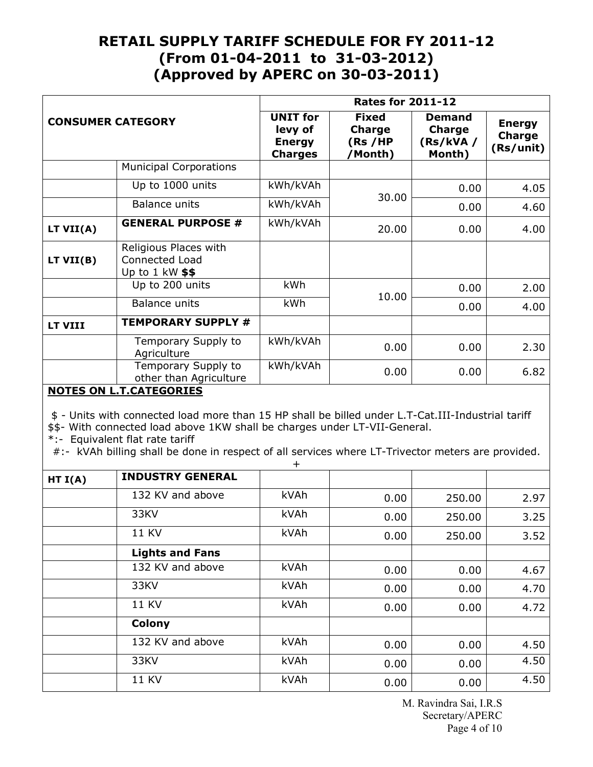# RETAIL SUPPLY TARIFF SCHEDULE FOR FY 2011-12
## (From 01-04-2011 to 31-03-2012)
## (Approved by APERC on 30-03-2011)

| CONSUMER CATEGORY | | Rates for 2011-12 | | | |
|---|---|---|---|---|---|
| | | UNIT for levy of Energy Charges | Fixed Charge (Rs /HP /Month) | Demand Charge (Rs/kVA / Month) | Energy Charge (Rs/unit) |
| | Municipal Corporations | | | | |
| | Up to 1000 units | kWh/kVAh | 30.00 | 0.00 | 4.05 |
| | Balance units | kWh/kVAh | | 0.00 | 4.60 |
| LT VII(A) | **GENERAL PURPOSE #** | kWh/kVAh | 20.00 | 0.00 | 4.00 |
| LT VII(B) | Religious Places with Connected Load Up to 1 kW **$$** | | | | |
| | Up to 200 units | kWh | 10.00 | 0.00 | 2.00 |
| | Balance units | kWh | | 0.00 | 4.00 |
| LT VIII | **TEMPORARY SUPPLY #** | | | | |
| | Temporary Supply to Agriculture | kWh/kVAh | 0.00 | 0.00 | 2.30 |
| | Temporary Supply to other than Agriculture | kWh/kVAh | 0.00 | 0.00 | 6.82 |

**NOTES ON L.T.CATEGORIES**

$ - Units with connected load more than 15 HP shall be billed under L.T-Cat.III-Industrial tariff
$$- With connected load above 1KW shall be charges under LT-VII-General.
*:- Equivalent flat rate tariff
#:- kVAh billing shall be done in respect of all services where LT-Trivector meters are provided.
+

| | | | | | |
|---|---|---|---|---|---|
| HT I(A) | **INDUSTRY GENERAL** | | | | |
| | 132 KV and above | kVAh | 0.00 | 250.00 | 2.97 |
| | 33KV | kVAh | 0.00 | 250.00 | 3.25 |
| | 11 KV | kVAh | 0.00 | 250.00 | 3.52 |
| | **Lights and Fans** | | | | |
| | 132 KV and above | kVAh | 0.00 | 0.00 | 4.67 |
| | 33KV | kVAh | 0.00 | 0.00 | 4.70 |
| | 11 KV | kVAh | 0.00 | 0.00 | 4.72 |
| | **Colony** | | | | |
| | 132 KV and above | kVAh | 0.00 | 0.00 | 4.50 |
| | 33KV | kVAh | 0.00 | 0.00 | 4.50 |
| | 11 KV | kVAh | 0.00 | 0.00 | 4.50 |

M. Ravindra Sai, I.R.S
Secretary/APERC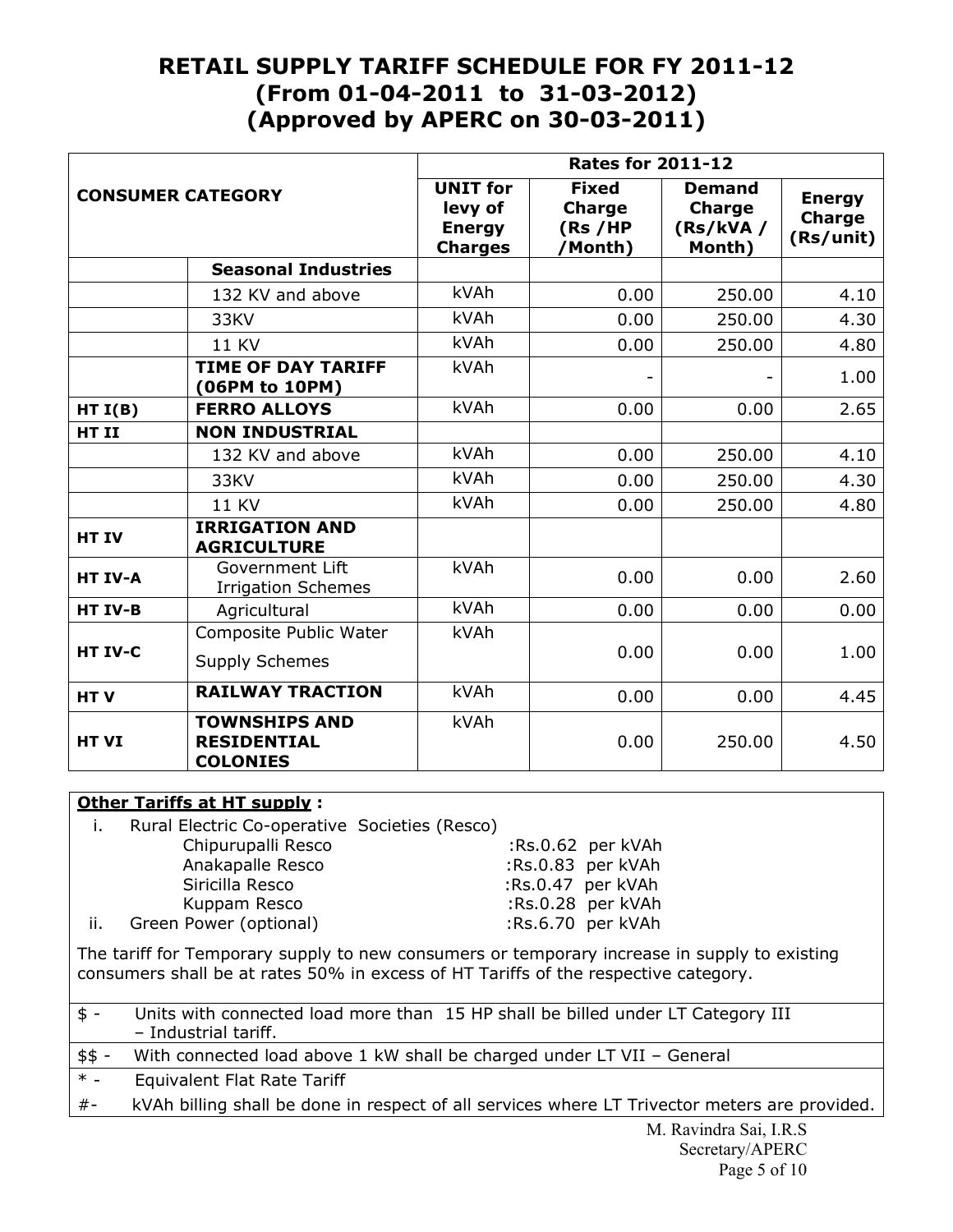# RETAIL SUPPLY TARIFF SCHEDULE FOR FY 2011-12 (From 01-04-2011 to 31-03-2012) (Approved by APERC on 30-03-2011)

| CONSUMER CATEGORY | | Rates for 2011-12 | | | |
|---|---|---|---|---|---|
| | | UNIT for levy of Energy Charges | Fixed Charge (Rs /HP /Month) | Demand Charge (Rs/kVA / Month) | Energy Charge (Rs/unit) |
| | **Seasonal Industries** | | | | |
| | 132 KV and above | kVAh | 0.00 | 250.00 | 4.10 |
| | 33KV | kVAh | 0.00 | 250.00 | 4.30 |
| | 11 KV | kVAh | 0.00 | 250.00 | 4.80 |
| | **TIME OF DAY TARIFF (06PM to 10PM)** | kVAh | - | - | 1.00 |
| **HT I(B)** | **FERRO ALLOYS** | kVAh | 0.00 | 0.00 | 2.65 |
| **HT II** | **NON INDUSTRIAL** | | | | |
| | 132 KV and above | kVAh | 0.00 | 250.00 | 4.10 |
| | 33KV | kVAh | 0.00 | 250.00 | 4.30 |
| | 11 KV | kVAh | 0.00 | 250.00 | 4.80 |
| **HT IV** | **IRRIGATION AND AGRICULTURE** | | | | |
| **HT IV-A** | Government Lift Irrigation Schemes | kVAh | 0.00 | 0.00 | 2.60 |
| **HT IV-B** | Agricultural | kVAh | 0.00 | 0.00 | 0.00 |
| **HT IV-C** | Composite Public Water Supply Schemes | kVAh | 0.00 | 0.00 | 1.00 |
| **HT V** | **RAILWAY TRACTION** | kVAh | 0.00 | 0.00 | 4.45 |
| **HT VI** | **TOWNSHIPS AND RESIDENTIAL COLONIES** | kVAh | 0.00 | 250.00 | 4.50 |

**Other Tariffs at HT supply :**

i. Rural Electric Co-operative Societies (Resco)

| | |
|---|---|
| Chipurupalli Resco | :Rs.0.62 per kVAh |
| Anakapalle Resco | :Rs.0.83 per kVAh |
| Siricilla Resco | :Rs.0.47 per kVAh |
| Kuppam Resco | :Rs.0.28 per kVAh |

ii. Green Power (optional) :Rs.6.70 per kVAh

The tariff for Temporary supply to new consumers or temporary increase in supply to existing consumers shall be at rates 50% in excess of HT Tariffs of the respective category.

$ - Units with connected load more than 15 HP shall be billed under LT Category III – Industrial tariff.

$$ - With connected load above 1 kW shall be charged under LT VII – General

* - Equivalent Flat Rate Tariff

#- kVAh billing shall be done in respect of all services where LT Trivector meters are provided.

M. Ravindra Sai, I.R.S
Secretary/APERC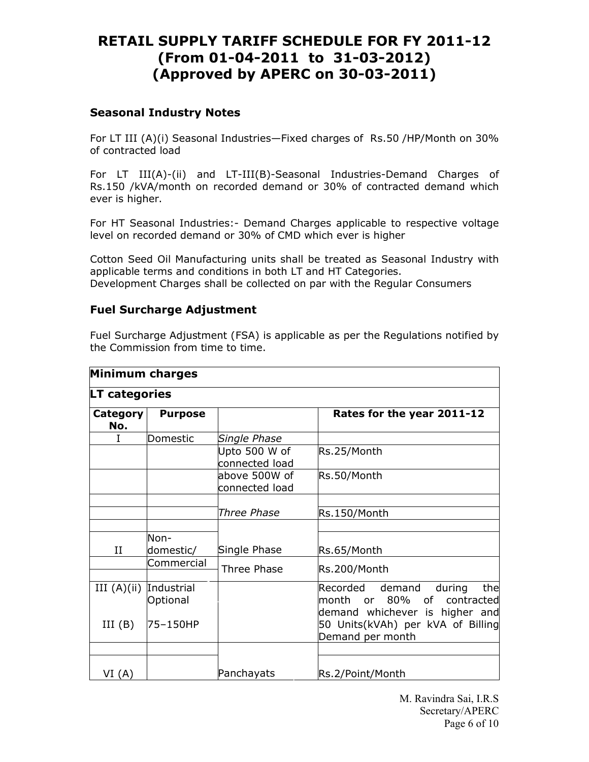# RETAIL SUPPLY TARIFF SCHEDULE FOR FY 2011-12 (From 01-04-2011 to 31-03-2012) (Approved by APERC on 30-03-2011)

### Seasonal Industry Notes

For LT III (A)(i) Seasonal Industries—Fixed charges of Rs.50 /HP/Month on 30% of contracted load

For LT III(A)-(ii) and LT-III(B)-Seasonal Industries-Demand Charges of Rs.150 /kVA/month on recorded demand or 30% of contracted demand which ever is higher.

For HT Seasonal Industries:- Demand Charges applicable to respective voltage level on recorded demand or 30% of CMD which ever is higher

Cotton Seed Oil Manufacturing units shall be treated as Seasonal Industry with applicable terms and conditions in both LT and HT Categories.
Development Charges shall be collected on par with the Regular Consumers

### Fuel Surcharge Adjustment

Fuel Surcharge Adjustment (FSA) is applicable as per the Regulations notified by the Commission from time to time.

**Minimum charges**

**LT categories**

| Category No. | Purpose | | Rates for the year 2011-12 |
|---|---|---|---|
| I | Domestic | *Single Phase* | |
| | | Upto 500 W of connected load | Rs.25/Month |
| | | above 500W of connected load | Rs.50/Month |
| | | | |
| | | *Three Phase* | Rs.150/Month |
| | | | |
| II | Non-domestic/ | Single Phase | Rs.65/Month |
| | Commercial | Three Phase | Rs.200/Month |
| III (A)(ii)<br>III (B) | Industrial Optional<br>75–150HP | | Recorded demand during the month or 80% of contracted demand whichever is higher and 50 Units(kVAh) per kVA of Billing Demand per month |
| | | | |
| VI (A) | | Panchayats | Rs.2/Point/Month |

M. Ravindra Sai, I.R.S
Secretary/APERC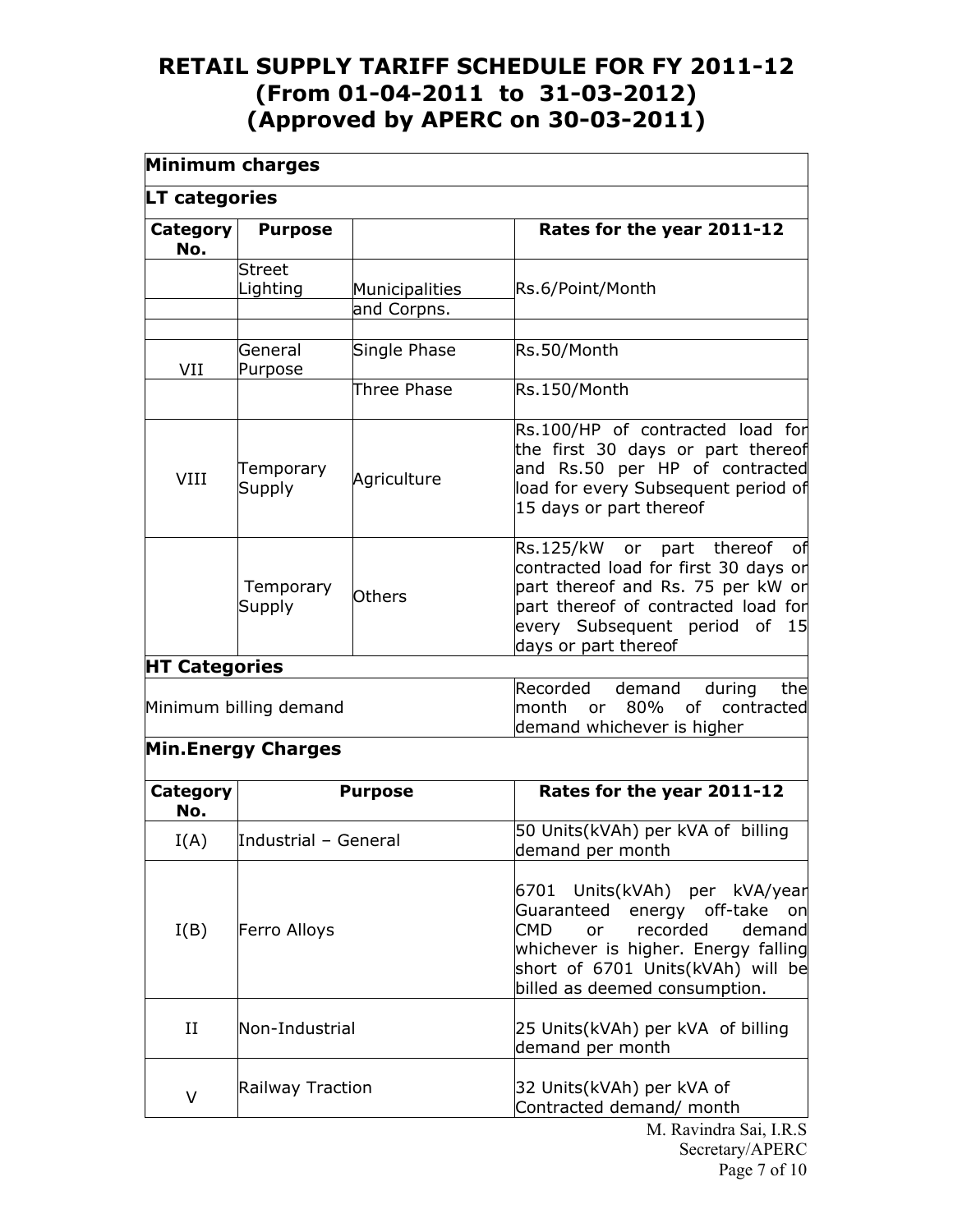# RETAIL SUPPLY TARIFF SCHEDULE FOR FY 2011-12
# (From 01-04-2011 to 31-03-2012)
# (Approved by APERC on 30-03-2011)

**Minimum charges**

**LT categories**

| Category No. | Purpose | | Rates for the year 2011-12 |
|---|---|---|---|
| | Street Lighting | Municipalities and Corpns. | Rs.6/Point/Month |
| VII | General Purpose | Single Phase | Rs.50/Month |
| | | Three Phase | Rs.150/Month |
| VIII | Temporary Supply | Agriculture | Rs.100/HP of contracted load for the first 30 days or part thereof and Rs.50 per HP of contracted load for every Subsequent period of 15 days or part thereof |
| | Temporary Supply | Others | Rs.125/kW or part thereof of contracted load for first 30 days or part thereof and Rs. 75 per kW or part thereof of contracted load for every Subsequent period of 15 days or part thereof |

**HT Categories**

| | |
|---|---|
| Minimum billing demand | Recorded demand during the month or 80% of contracted demand whichever is higher |

**Min.Energy Charges**

| Category No. | Purpose | Rates for the year 2011-12 |
|---|---|---|
| I(A) | Industrial – General | 50 Units(kVAh) per kVA of billing demand per month |
| I(B) | Ferro Alloys | 6701 Units(kVAh) per kVA/year Guaranteed energy off-take on CMD or recorded demand whichever is higher. Energy falling short of 6701 Units(kVAh) will be billed as deemed consumption. |
| II | Non-Industrial | 25 Units(kVAh) per kVA of billing demand per month |
| V | Railway Traction | 32 Units(kVAh) per kVA of Contracted demand/ month |

M. Ravindra Sai, I.R.S
Secretary/APERC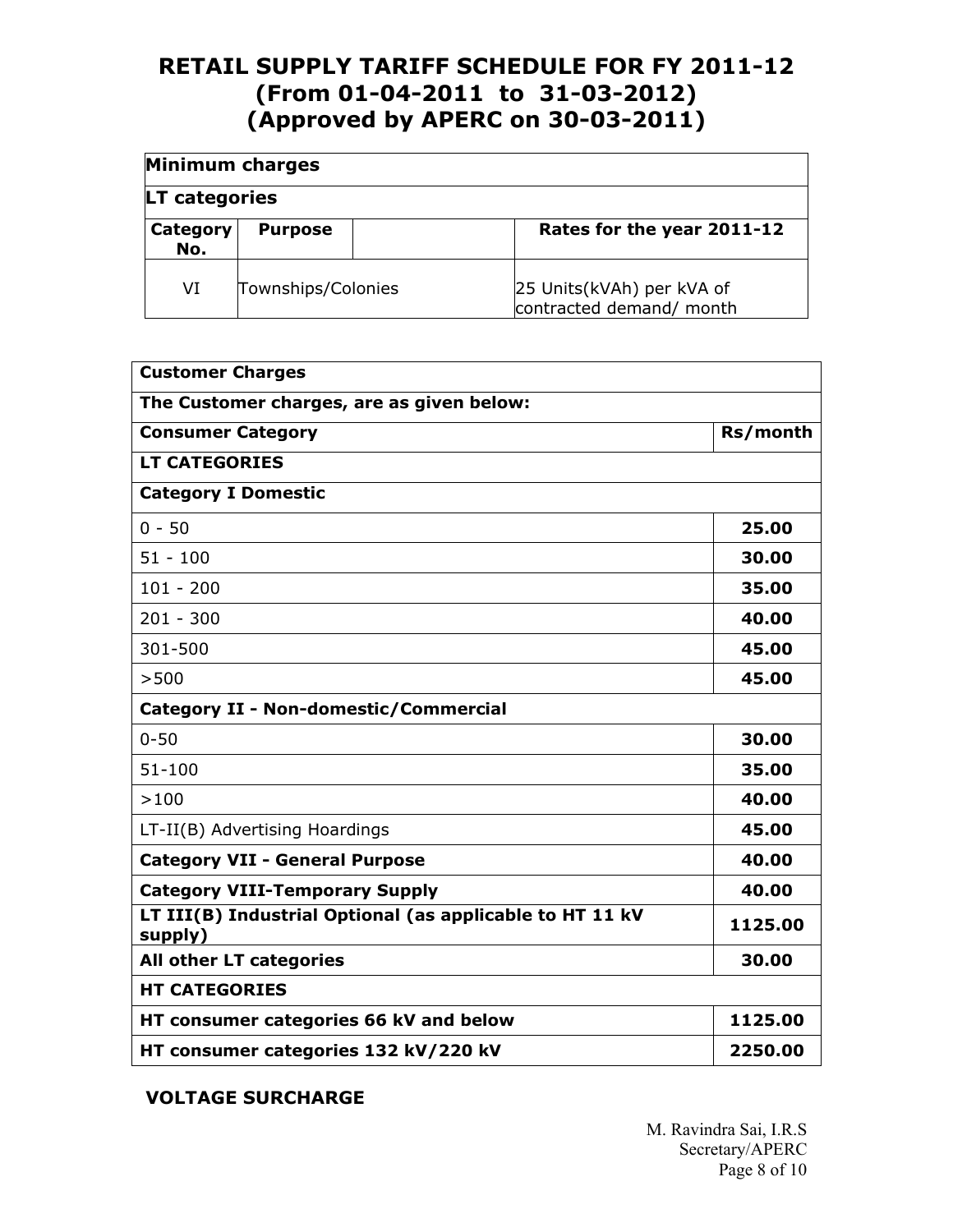# RETAIL SUPPLY TARIFF SCHEDULE FOR FY 2011-12
# (From 01-04-2011 to 31-03-2012)
# (Approved by APERC on 30-03-2011)

| **Minimum charges** | | | |
|---|---|---|---|
| **LT categories** | | | |
| **Category No.** | **Purpose** | | **Rates for the year 2011-12** |
| VI | Townships/Colonies | | 25 Units(kVAh) per kVA of contracted demand/ month |

| **Customer Charges** | |
|---|---|
| **The Customer charges, are as given below:** | |
| **Consumer Category** | **Rs/month** |
| **LT CATEGORIES** | |
| **Category I Domestic** | |
| 0 - 50 | **25.00** |
| 51 - 100 | **30.00** |
| 101 - 200 | **35.00** |
| 201 - 300 | **40.00** |
| 301-500 | **45.00** |
| >500 | **45.00** |
| **Category II - Non-domestic/Commercial** | |
| 0-50 | **30.00** |
| 51-100 | **35.00** |
| >100 | **40.00** |
| LT-II(B) Advertising Hoardings | **45.00** |
| **Category VII - General Purpose** | **40.00** |
| **Category VIII-Temporary Supply** | **40.00** |
| **LT III(B) Industrial Optional (as applicable to HT 11 kV supply)** | **1125.00** |
| **All other LT categories** | **30.00** |
| **HT CATEGORIES** | |
| **HT consumer categories 66 kV and below** | **1125.00** |
| **HT consumer categories 132 kV/220 kV** | **2250.00** |

**VOLTAGE SURCHARGE**

M. Ravindra Sai, I.R.S
Secretary/APERC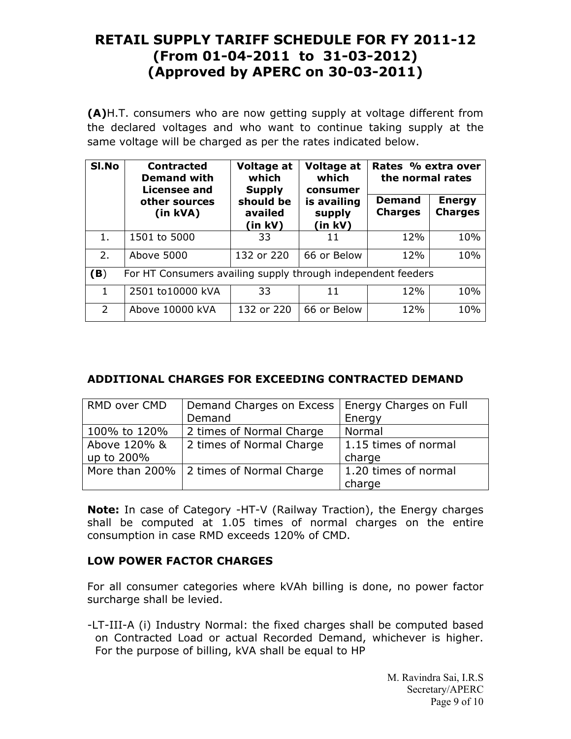# RETAIL SUPPLY TARIFF SCHEDULE FOR FY 2011-12 (From 01-04-2011 to 31-03-2012) (Approved by APERC on 30-03-2011)

**(A)**H.T. consumers who are now getting supply at voltage different from the declared voltages and who want to continue taking supply at the same voltage will be charged as per the rates indicated below.

| Sl.No | Contracted Demand with Licensee and other sources (in kVA) | Voltage at which Supply should be availed (in kV) | Voltage at which consumer is availing supply (in kV) | Rates % extra over the normal rates | |
|---|---|---|---|---|---|
| | | | | Demand Charges | Energy Charges |
| 1. | 1501 to 5000 | 33 | 11 | 12% | 10% |
| 2. | Above 5000 | 132 or 220 | 66 or Below | 12% | 10% |
| **(B)** | For HT Consumers availing supply through independent feeders | | | | |
| 1 | 2501 to10000 kVA | 33 | 11 | 12% | 10% |
| 2 | Above 10000 kVA | 132 or 220 | 66 or Below | 12% | 10% |

### ADDITIONAL CHARGES FOR EXCEEDING CONTRACTED DEMAND

| RMD over CMD | Demand Charges on Excess Demand | Energy Charges on Full Energy |
|---|---|---|
| 100% to 120% | 2 times of Normal Charge | Normal |
| Above 120% & up to 200% | 2 times of Normal Charge | 1.15 times of normal charge |
| More than 200% | 2 times of Normal Charge | 1.20 times of normal charge |

**Note:** In case of Category -HT-V (Railway Traction), the Energy charges shall be computed at 1.05 times of normal charges on the entire consumption in case RMD exceeds 120% of CMD.

### LOW POWER FACTOR CHARGES

For all consumer categories where kVAh billing is done, no power factor surcharge shall be levied.

-LT-III-A (i) Industry Normal: the fixed charges shall be computed based on Contracted Load or actual Recorded Demand, whichever is higher. For the purpose of billing, kVA shall be equal to HP

M. Ravindra Sai, I.R.S
Secretary/APERC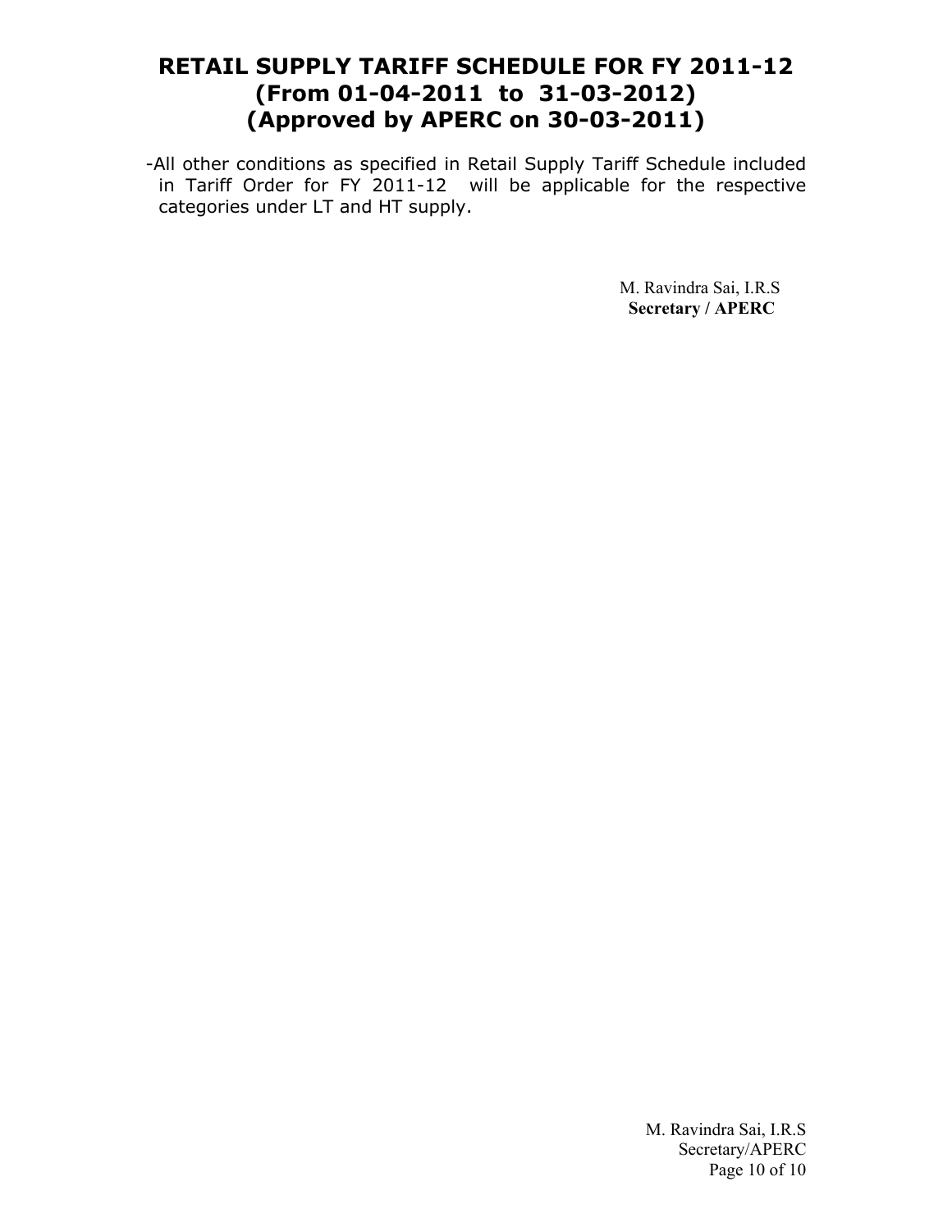# RETAIL SUPPLY TARIFF SCHEDULE FOR FY 2011-12
# (From 01-04-2011 to 31-03-2012)
# (Approved by APERC on 30-03-2011)

-All other conditions as specified in Retail Supply Tariff Schedule included in Tariff Order for FY 2011-12 will be applicable for the respective categories under LT and HT supply.

M. Ravindra Sai, I.R.S
**Secretary / APERC**